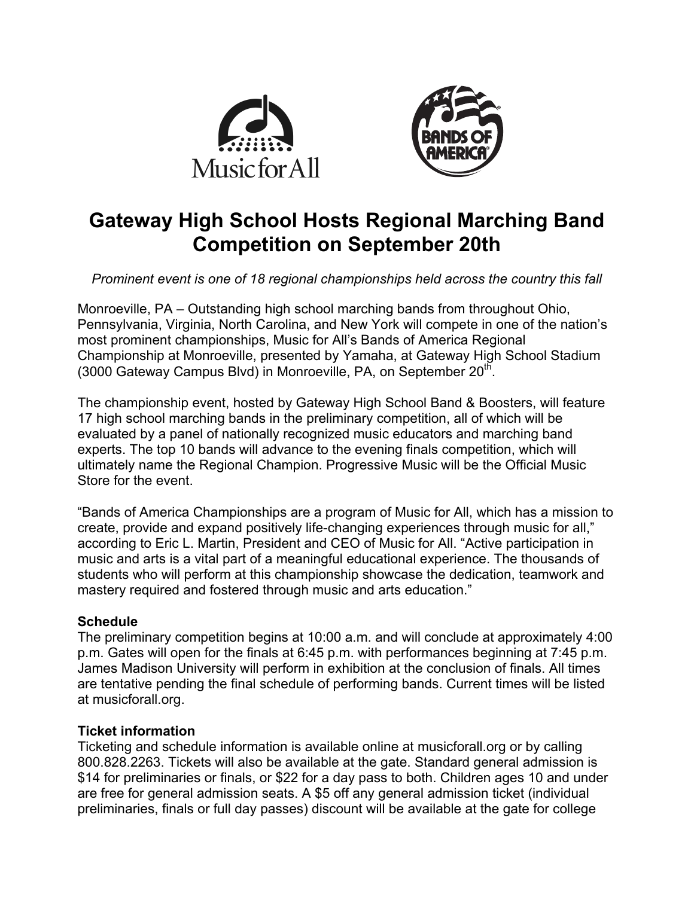# Gateway High School Hosts Regional Marching Band Competition on September 20th

*Prominent event is one of 18 regional championships held across the country this fall*

Monroeville, PA – Outstanding high school marching bands from throughout Ohio, Pennsylvania, Virginia, North Carolina, and New York will compete in one of the nation's most prominent championships, Music for All's Bands of America Regional Championship at Monroeville, presented by Yamaha, at Gateway High School Stadium (3000 Gateway Campus Blvd) in Monroeville, PA, on September 20th.

The championship event, hosted by Gateway High School Band & Boosters, will feature 17 high school marching bands in the preliminary competition, all of which will be evaluated by a panel of nationally recognized music educators and marching band experts. The top 10 bands will advance to the evening finals competition, which will ultimately name the Regional Champion. Progressive Music will be the Official Music Store for the event.

"Bands of America Championships are a program of Music for All, which has a mission to create, provide and expand positively life-changing experiences through music for all," according to Eric L. Martin, President and CEO of Music for All. "Active participation in music and arts is a vital part of a meaningful educational experience. The thousands of students who will perform at this championship showcase the dedication, teamwork and mastery required and fostered through music and arts education."

**Schedule**

The preliminary competition begins at 10:00 a.m. and will conclude at approximately 4:00 p.m. Gates will open for the finals at 6:45 p.m. with performances beginning at 7:45 p.m. James Madison University will perform in exhibition at the conclusion of finals. All times are tentative pending the final schedule of performing bands. Current times will be listed at musicforall.org.

**Ticket information**

Ticketing and schedule information is available online at musicforall.org or by calling 800.828.2263. Tickets will also be available at the gate. Standard general admission is $14 for preliminaries or finals, or $22 for a day pass to both. Children ages 10 and under are free for general admission seats. A $5 off any general admission ticket (individual preliminaries, finals or full day passes) discount will be available at the gate for college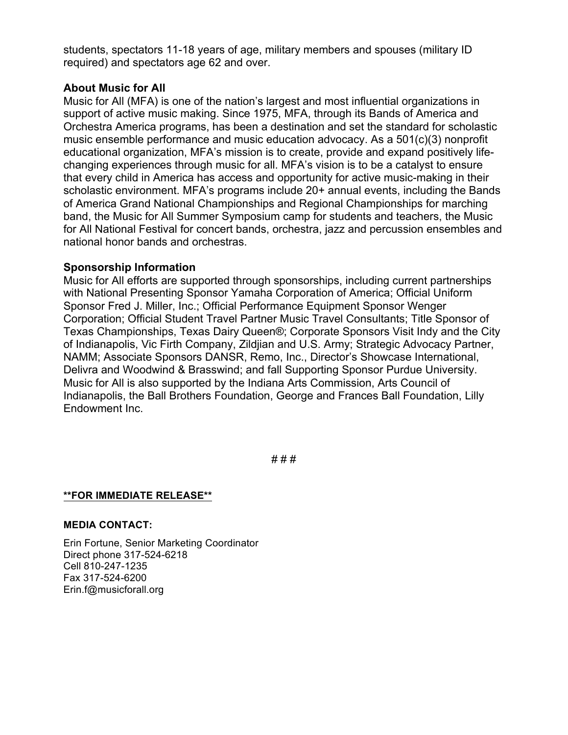students, spectators 11-18 years of age, military members and spouses (military ID required) and spectators age 62 and over.

**About Music for All**

Music for All (MFA) is one of the nation's largest and most influential organizations in support of active music making. Since 1975, MFA, through its Bands of America and Orchestra America programs, has been a destination and set the standard for scholastic music ensemble performance and music education advocacy. As a 501(c)(3) nonprofit educational organization, MFA's mission is to create, provide and expand positively life-changing experiences through music for all. MFA's vision is to be a catalyst to ensure that every child in America has access and opportunity for active music-making in their scholastic environment. MFA's programs include 20+ annual events, including the Bands of America Grand National Championships and Regional Championships for marching band, the Music for All Summer Symposium camp for students and teachers, the Music for All National Festival for concert bands, orchestra, jazz and percussion ensembles and national honor bands and orchestras.

**Sponsorship Information**

Music for All efforts are supported through sponsorships, including current partnerships with National Presenting Sponsor Yamaha Corporation of America; Official Uniform Sponsor Fred J. Miller, Inc.; Official Performance Equipment Sponsor Wenger Corporation; Official Student Travel Partner Music Travel Consultants; Title Sponsor of Texas Championships, Texas Dairy Queen®; Corporate Sponsors Visit Indy and the City of Indianapolis, Vic Firth Company, Zildjian and U.S. Army; Strategic Advocacy Partner, NAMM; Associate Sponsors DANSR, Remo, Inc., Director's Showcase International, Delivra and Woodwind & Brasswind; and fall Supporting Sponsor Purdue University. Music for All is also supported by the Indiana Arts Commission, Arts Council of Indianapolis, the Ball Brothers Foundation, George and Frances Ball Foundation, Lilly Endowment Inc.

# # #

**\*\*FOR IMMEDIATE RELEASE\*\***

**MEDIA CONTACT:**

Erin Fortune, Senior Marketing Coordinator
Direct phone 317-524-6218
Cell 810-247-1235
Fax 317-524-6200
Erin.f@musicforall.org